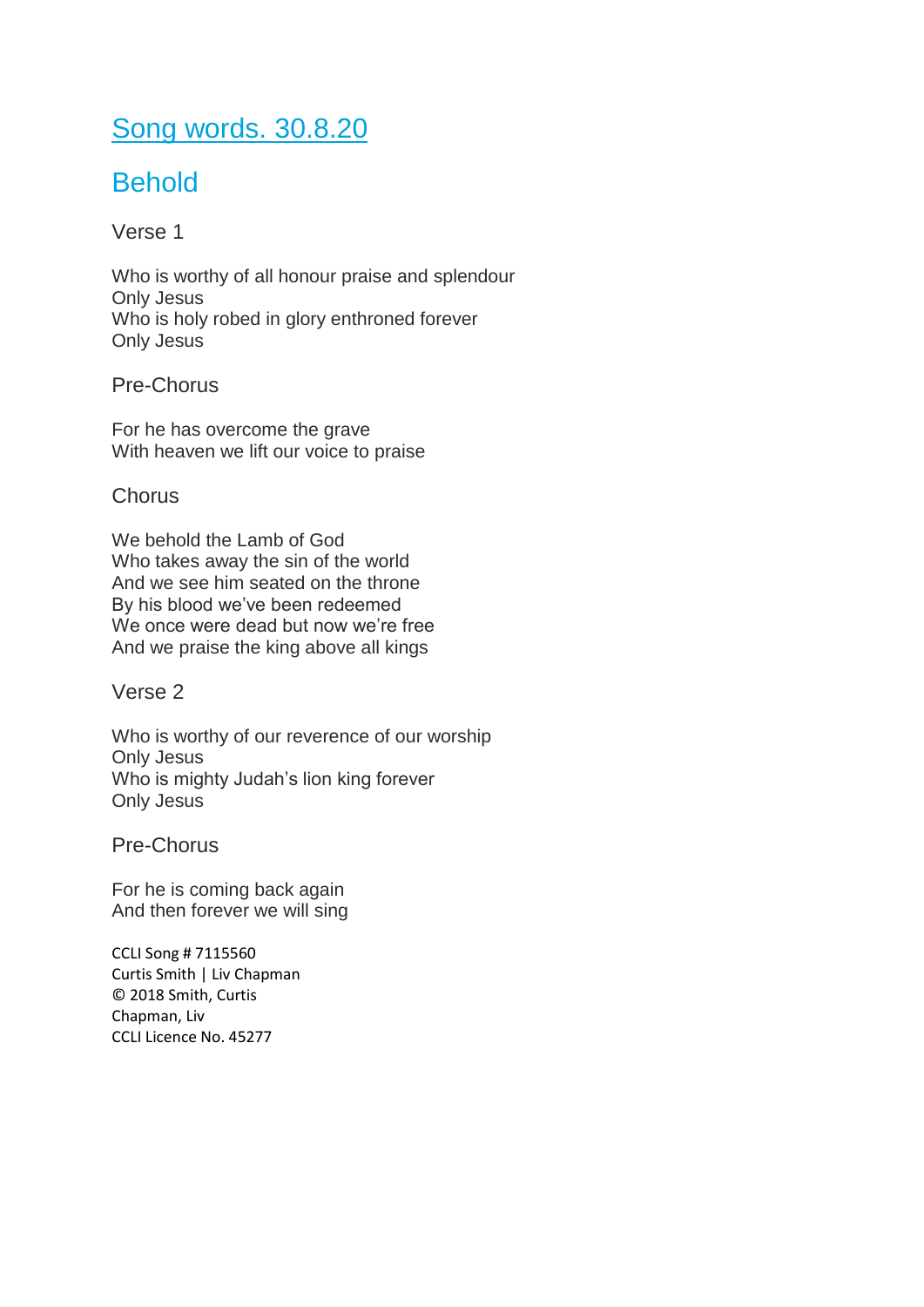# Song words. 30.8.20

## Behold

### Verse 1

Who is worthy of all honour praise and splendour
Only Jesus
Who is holy robed in glory enthroned forever
Only Jesus

### Pre-Chorus

For he has overcome the grave
With heaven we lift our voice to praise

### Chorus

We behold the Lamb of God
Who takes away the sin of the world
And we see him seated on the throne
By his blood we've been redeemed
We once were dead but now we're free
And we praise the king above all kings

### Verse 2

Who is worthy of our reverence of our worship
Only Jesus
Who is mighty Judah's lion king forever
Only Jesus

### Pre-Chorus

For he is coming back again
And then forever we will sing

CCLI Song # 7115560
Curtis Smith | Liv Chapman
© 2018 Smith, Curtis
Chapman, Liv
CCLI Licence No. 45277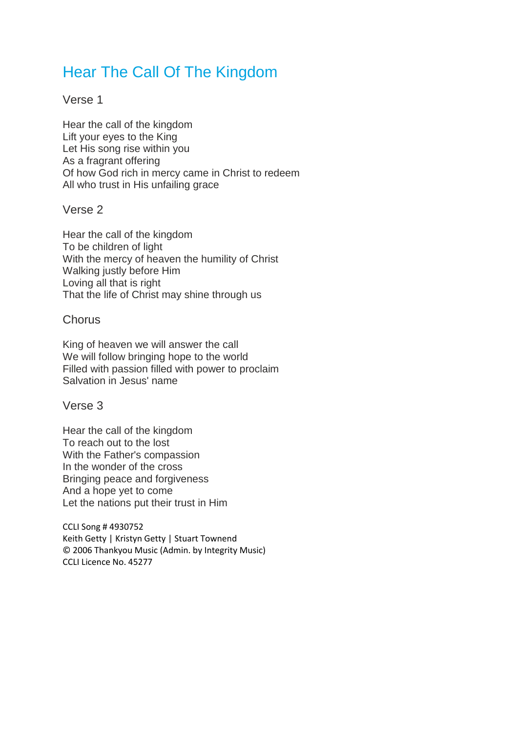# Hear The Call Of The Kingdom

## Verse 1

Hear the call of the kingdom
Lift your eyes to the King
Let His song rise within you
As a fragrant offering
Of how God rich in mercy came in Christ to redeem
All who trust in His unfailing grace

## Verse 2

Hear the call of the kingdom
To be children of light
With the mercy of heaven the humility of Christ
Walking justly before Him
Loving all that is right
That the life of Christ may shine through us

## Chorus

King of heaven we will answer the call
We will follow bringing hope to the world
Filled with passion filled with power to proclaim
Salvation in Jesus' name

## Verse 3

Hear the call of the kingdom
To reach out to the lost
With the Father's compassion
In the wonder of the cross
Bringing peace and forgiveness
And a hope yet to come
Let the nations put their trust in Him

CCLI Song # 4930752
Keith Getty | Kristyn Getty | Stuart Townend
© 2006 Thankyou Music (Admin. by Integrity Music)
CCLI Licence No. 45277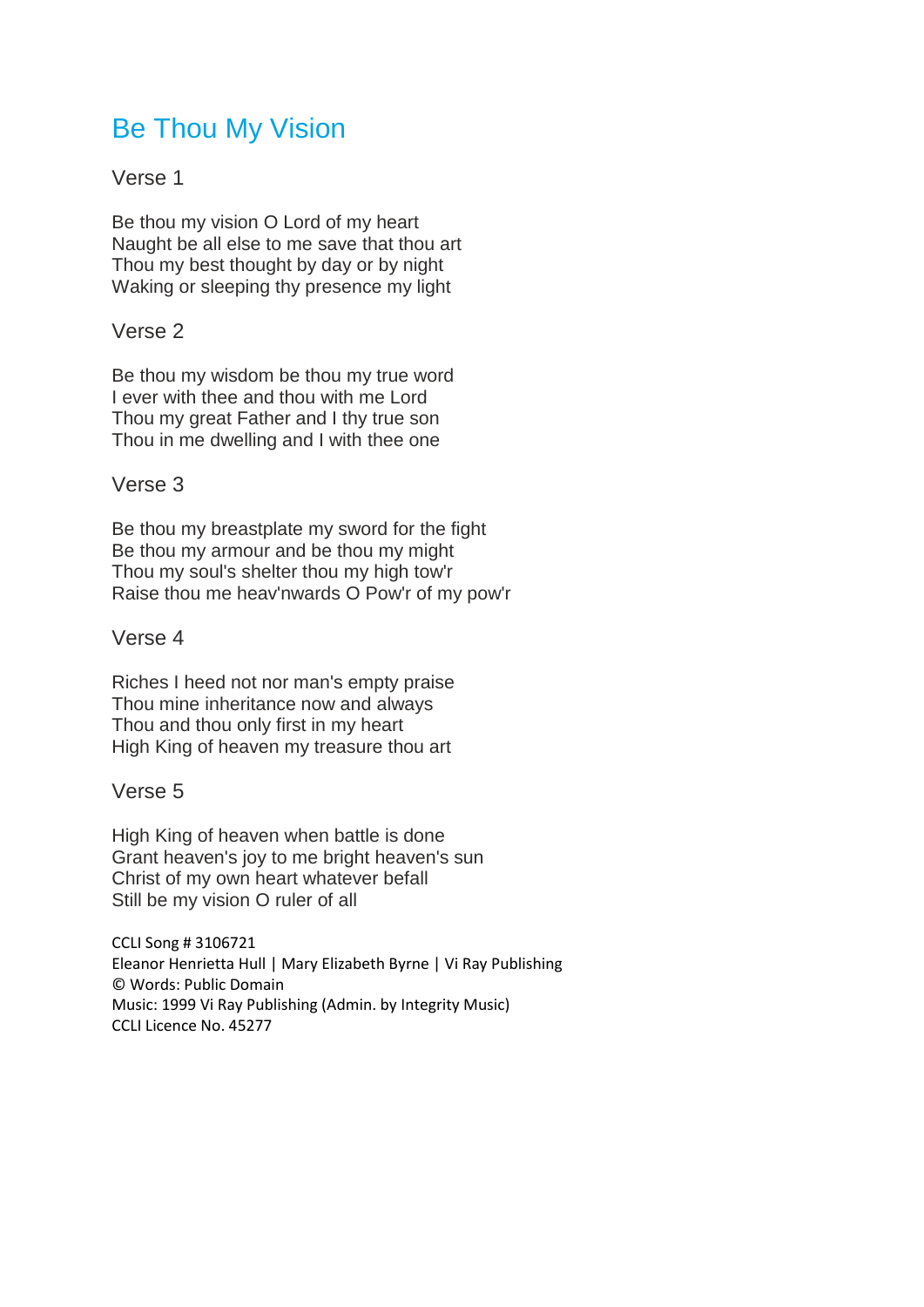# Be Thou My Vision

## Verse 1

Be thou my vision O Lord of my heart
Naught be all else to me save that thou art
Thou my best thought by day or by night
Waking or sleeping thy presence my light

## Verse 2

Be thou my wisdom be thou my true word
I ever with thee and thou with me Lord
Thou my great Father and I thy true son
Thou in me dwelling and I with thee one

## Verse 3

Be thou my breastplate my sword for the fight
Be thou my armour and be thou my might
Thou my soul's shelter thou my high tow'r
Raise thou me heav'nwards O Pow'r of my pow'r

## Verse 4

Riches I heed not nor man's empty praise
Thou mine inheritance now and always
Thou and thou only first in my heart
High King of heaven my treasure thou art

## Verse 5

High King of heaven when battle is done
Grant heaven's joy to me bright heaven's sun
Christ of my own heart whatever befall
Still be my vision O ruler of all

CCLI Song # 3106721
Eleanor Henrietta Hull | Mary Elizabeth Byrne | Vi Ray Publishing
© Words: Public Domain
Music: 1999 Vi Ray Publishing (Admin. by Integrity Music)
CCLI Licence No. 45277